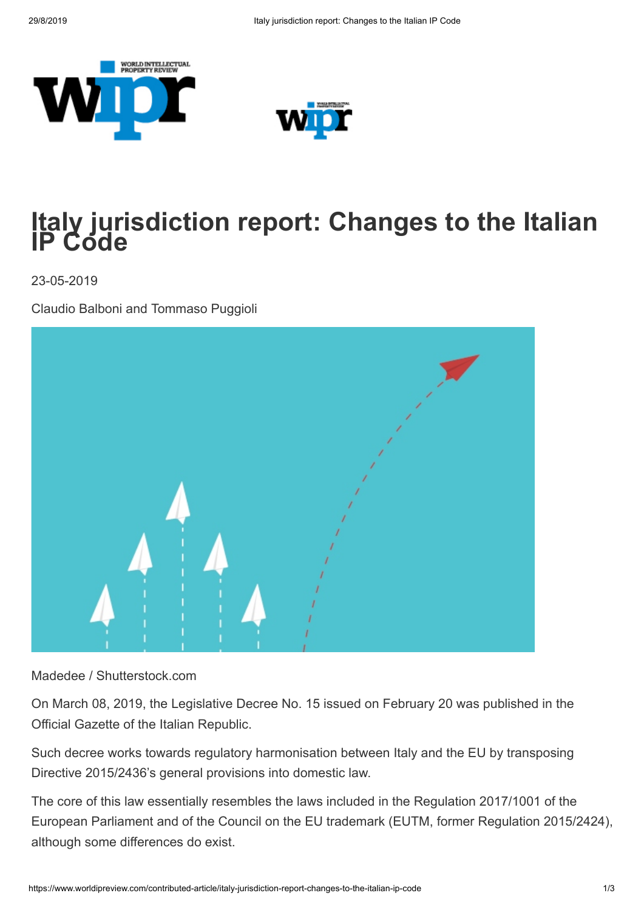# Italy jurisdiction report: Changes to the Italian IP Code

23-05-2019

Claudio Balboni and Tommaso Puggioli

Madedee / Shutterstock.com

On March 08, 2019, the Legislative Decree No. 15 issued on February 20 was published in the Official Gazette of the Italian Republic.

Such decree works towards regulatory harmonisation between Italy and the EU by transposing Directive 2015/2436's general provisions into domestic law.

The core of this law essentially resembles the laws included in the Regulation 2017/1001 of the European Parliament and of the Council on the EU trademark (EUTM, former Regulation 2015/2424), although some differences do exist.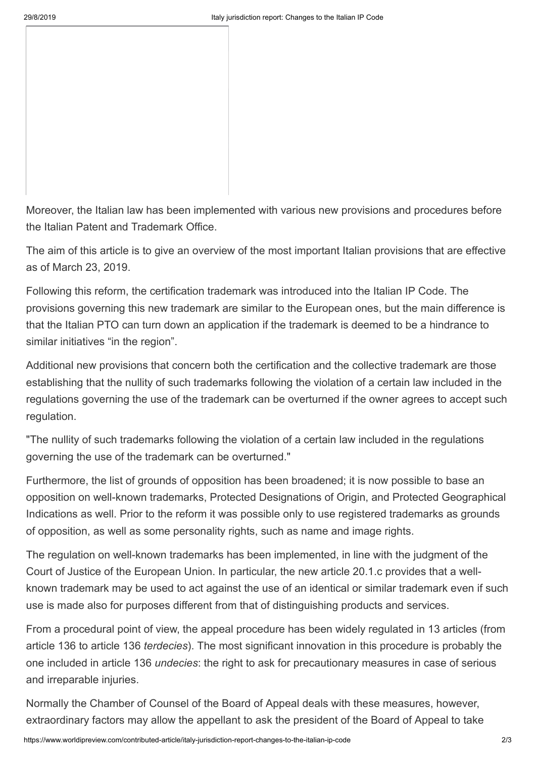Moreover, the Italian law has been implemented with various new provisions and procedures before the Italian Patent and Trademark Office.

The aim of this article is to give an overview of the most important Italian provisions that are effective as of March 23, 2019.

Following this reform, the certification trademark was introduced into the Italian IP Code. The provisions governing this new trademark are similar to the European ones, but the main difference is that the Italian PTO can turn down an application if the trademark is deemed to be a hindrance to similar initiatives “in the region”.

Additional new provisions that concern both the certification and the collective trademark are those establishing that the nullity of such trademarks following the violation of a certain law included in the regulations governing the use of the trademark can be overturned if the owner agrees to accept such regulation.

"The nullity of such trademarks following the violation of a certain law included in the regulations governing the use of the trademark can be overturned."

Furthermore, the list of grounds of opposition has been broadened; it is now possible to base an opposition on well-known trademarks, Protected Designations of Origin, and Protected Geographical Indications as well. Prior to the reform it was possible only to use registered trademarks as grounds of opposition, as well as some personality rights, such as name and image rights.

The regulation on well-known trademarks has been implemented, in line with the judgment of the Court of Justice of the European Union. In particular, the new article 20.1.c provides that a well-known trademark may be used to act against the use of an identical or similar trademark even if such use is made also for purposes different from that of distinguishing products and services.

From a procedural point of view, the appeal procedure has been widely regulated in 13 articles (from article 136 to article 136 *terdecies*). The most significant innovation in this procedure is probably the one included in article 136 *undecies*: the right to ask for precautionary measures in case of serious and irreparable injuries.

Normally the Chamber of Counsel of the Board of Appeal deals with these measures, however, extraordinary factors may allow the appellant to ask the president of the Board of Appeal to take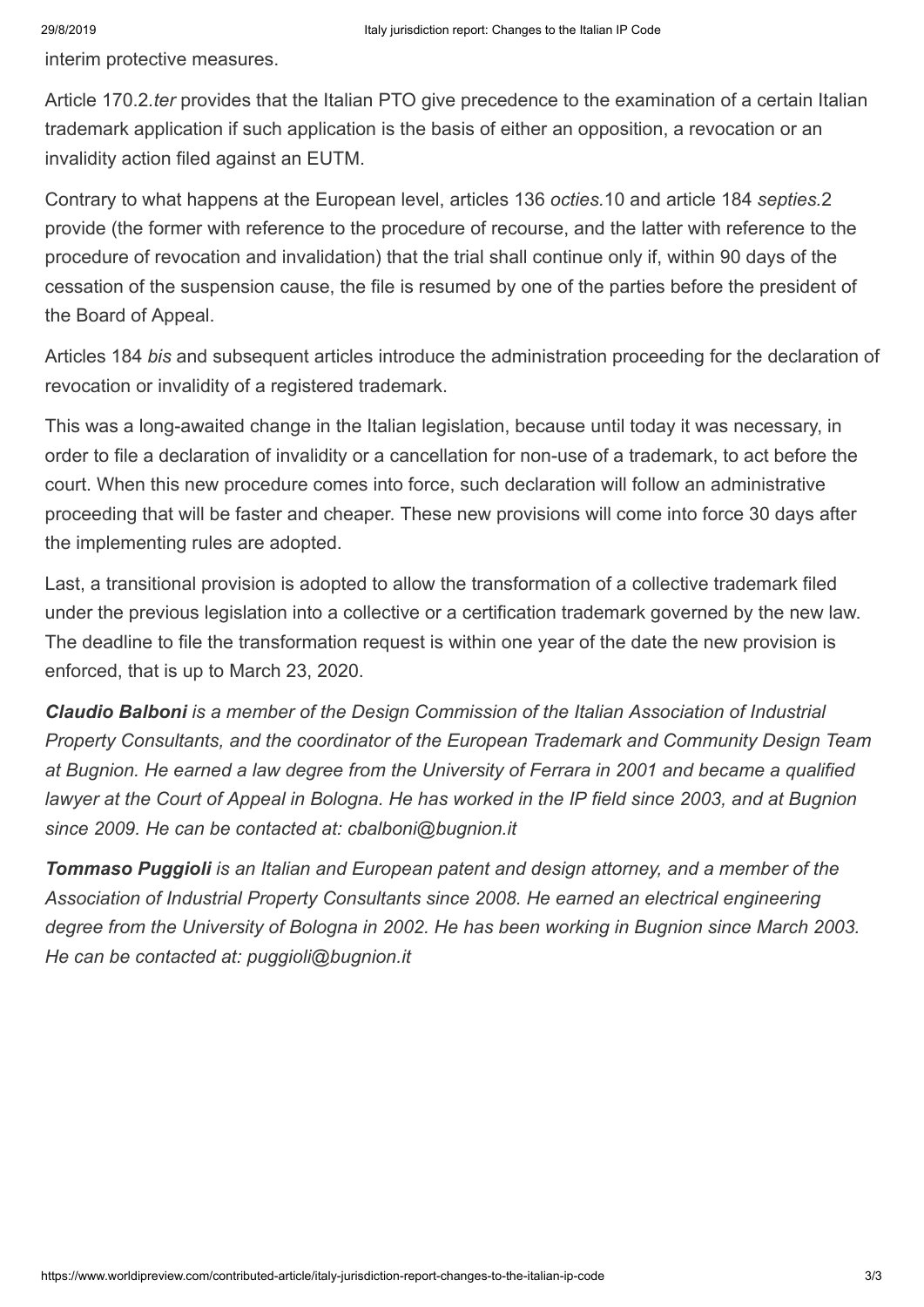interim protective measures.

Article 170.2.*ter* provides that the Italian PTO give precedence to the examination of a certain Italian trademark application if such application is the basis of either an opposition, a revocation or an invalidity action filed against an EUTM.

Contrary to what happens at the European level, articles 136 *octies*.10 and article 184 *septies*.2 provide (the former with reference to the procedure of recourse, and the latter with reference to the procedure of revocation and invalidation) that the trial shall continue only if, within 90 days of the cessation of the suspension cause, the file is resumed by one of the parties before the president of the Board of Appeal.

Articles 184 *bis* and subsequent articles introduce the administration proceeding for the declaration of revocation or invalidity of a registered trademark.

This was a long-awaited change in the Italian legislation, because until today it was necessary, in order to file a declaration of invalidity or a cancellation for non-use of a trademark, to act before the court. When this new procedure comes into force, such declaration will follow an administrative proceeding that will be faster and cheaper. These new provisions will come into force 30 days after the implementing rules are adopted.

Last, a transitional provision is adopted to allow the transformation of a collective trademark filed under the previous legislation into a collective or a certification trademark governed by the new law. The deadline to file the transformation request is within one year of the date the new provision is enforced, that is up to March 23, 2020.

***Claudio Balboni*** *is a member of the Design Commission of the Italian Association of Industrial Property Consultants, and the coordinator of the European Trademark and Community Design Team at Bugnion. He earned a law degree from the University of Ferrara in 2001 and became a qualified lawyer at the Court of Appeal in Bologna. He has worked in the IP field since 2003, and at Bugnion since 2009. He can be contacted at: cbalboni@bugnion.it*

***Tommaso Puggioli*** *is an Italian and European patent and design attorney, and a member of the Association of Industrial Property Consultants since 2008. He earned an electrical engineering degree from the University of Bologna in 2002. He has been working in Bugnion since March 2003. He can be contacted at: puggioli@bugnion.it*